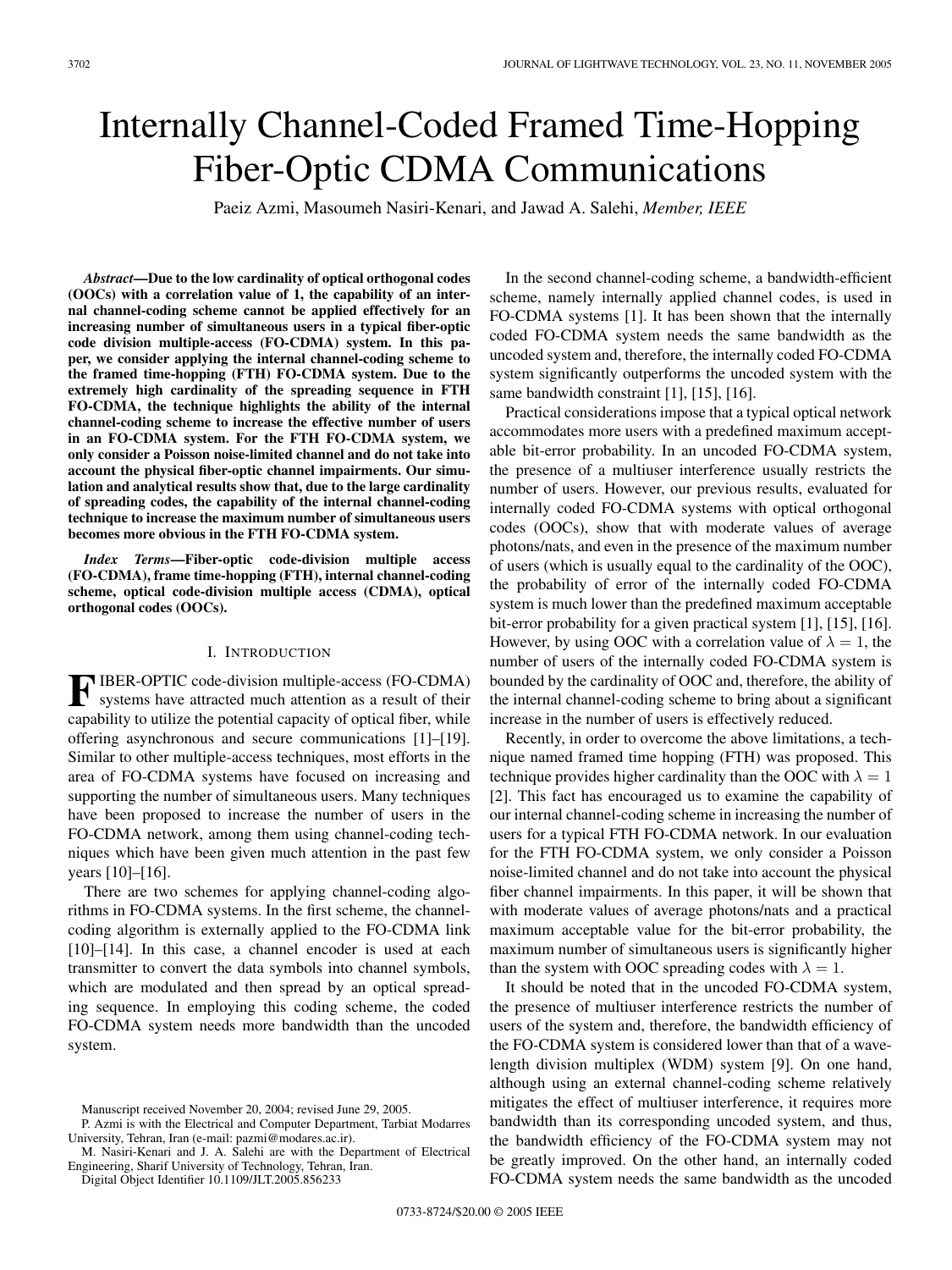# Internally Channel-Coded Framed Time-Hopping Fiber-Optic CDMA Communications

Paeiz Azmi, Masoumeh Nasiri-Kenari, and Jawad A. Salehi, *Member, IEEE*

***Abstract*—Due to the low cardinality of optical orthogonal codes (OOCs) with a correlation value of 1, the capability of an internal channel-coding scheme cannot be applied effectively for an increasing number of simultaneous users in a typical fiber-optic code division multiple-access (FO-CDMA) system. In this paper, we consider applying the internal channel-coding scheme to the framed time-hopping (FTH) FO-CDMA system. Due to the extremely high cardinality of the spreading sequence in FTH FO-CDMA, the technique highlights the ability of the internal channel-coding scheme to increase the effective number of users in an FO-CDMA system. For the FTH FO-CDMA system, we only consider a Poisson noise-limited channel and do not take into account the physical fiber-optic channel impairments. Our simulation and analytical results show that, due to the large cardinality of spreading codes, the capability of the internal channel-coding technique to increase the maximum number of simultaneous users becomes more obvious in the FTH FO-CDMA system.**

***Index Terms*—Fiber-optic code-division multiple access (FO-CDMA), frame time-hopping (FTH), internal channel-coding scheme, optical code-division multiple access (CDMA), optical orthogonal codes (OOCs).**

## I. Introduction

FIBER-OPTIC code-division multiple-access (FO-CDMA) systems have attracted much attention as a result of their capability to utilize the potential capacity of optical fiber, while offering asynchronous and secure communications [1]–[19]. Similar to other multiple-access techniques, most efforts in the area of FO-CDMA systems have focused on increasing and supporting the number of simultaneous users. Many techniques have been proposed to increase the number of users in the FO-CDMA network, among them using channel-coding techniques which have been given much attention in the past few years [10]–[16].

There are two schemes for applying channel-coding algorithms in FO-CDMA systems. In the first scheme, the channel-coding algorithm is externally applied to the FO-CDMA link [10]–[14]. In this case, a channel encoder is used at each transmitter to convert the data symbols into channel symbols, which are modulated and then spread by an optical spreading sequence. In employing this coding scheme, the coded FO-CDMA system needs more bandwidth than the uncoded system.

In the second channel-coding scheme, a bandwidth-efficient scheme, namely internally applied channel codes, is used in FO-CDMA systems [1]. It has been shown that the internally coded FO-CDMA system needs the same bandwidth as the uncoded system and, therefore, the internally coded FO-CDMA system significantly outperforms the uncoded system with the same bandwidth constraint [1], [15], [16].

Practical considerations impose that a typical optical network accommodates more users with a predefined maximum acceptable bit-error probability. In an uncoded FO-CDMA system, the presence of a multiuser interference usually restricts the number of users. However, our previous results, evaluated for internally coded FO-CDMA systems with optical orthogonal codes (OOCs), show that with moderate values of average photons/nats, and even in the presence of the maximum number of users (which is usually equal to the cardinality of the OOC), the probability of error of the internally coded FO-CDMA system is much lower than the predefined maximum acceptable bit-error probability for a given practical system [1], [15], [16]. However, by using OOC with a correlation value of $\lambda = 1$, the number of users of the internally coded FO-CDMA system is bounded by the cardinality of OOC and, therefore, the ability of the internal channel-coding scheme to bring about a significant increase in the number of users is effectively reduced.

Recently, in order to overcome the above limitations, a technique named framed time hopping (FTH) was proposed. This technique provides higher cardinality than the OOC with $\lambda = 1$ [2]. This fact has encouraged us to examine the capability of our internal channel-coding scheme in increasing the number of users for a typical FTH FO-CDMA network. In our evaluation for the FTH FO-CDMA system, we only consider a Poisson noise-limited channel and do not take into account the physical fiber channel impairments. In this paper, it will be shown that with moderate values of average photons/nats and a practical maximum acceptable value for the bit-error probability, the maximum number of simultaneous users is significantly higher than the system with OOC spreading codes with $\lambda = 1$.

It should be noted that in the uncoded FO-CDMA system, the presence of multiuser interference restricts the number of users of the system and, therefore, the bandwidth efficiency of the FO-CDMA system is considered lower than that of a wavelength division multiplex (WDM) system [9]. On one hand, although using an external channel-coding scheme relatively mitigates the effect of multiuser interference, it requires more bandwidth than its corresponding uncoded system, and thus, the bandwidth efficiency of the FO-CDMA system may not be greatly improved. On the other hand, an internally coded FO-CDMA system needs the same bandwidth as the uncoded

Manuscript received November 20, 2004; revised June 29, 2005.

P. Azmi is with the Electrical and Computer Department, Tarbiat Modarres University, Tehran, Iran (e-mail: pazmi@modares.ac.ir).

M. Nasiri-Kenari and J. A. Salehi are with the Department of Electrical Engineering, Sharif University of Technology, Tehran, Iran.

Digital Object Identifier 10.1109/JLT.2005.856233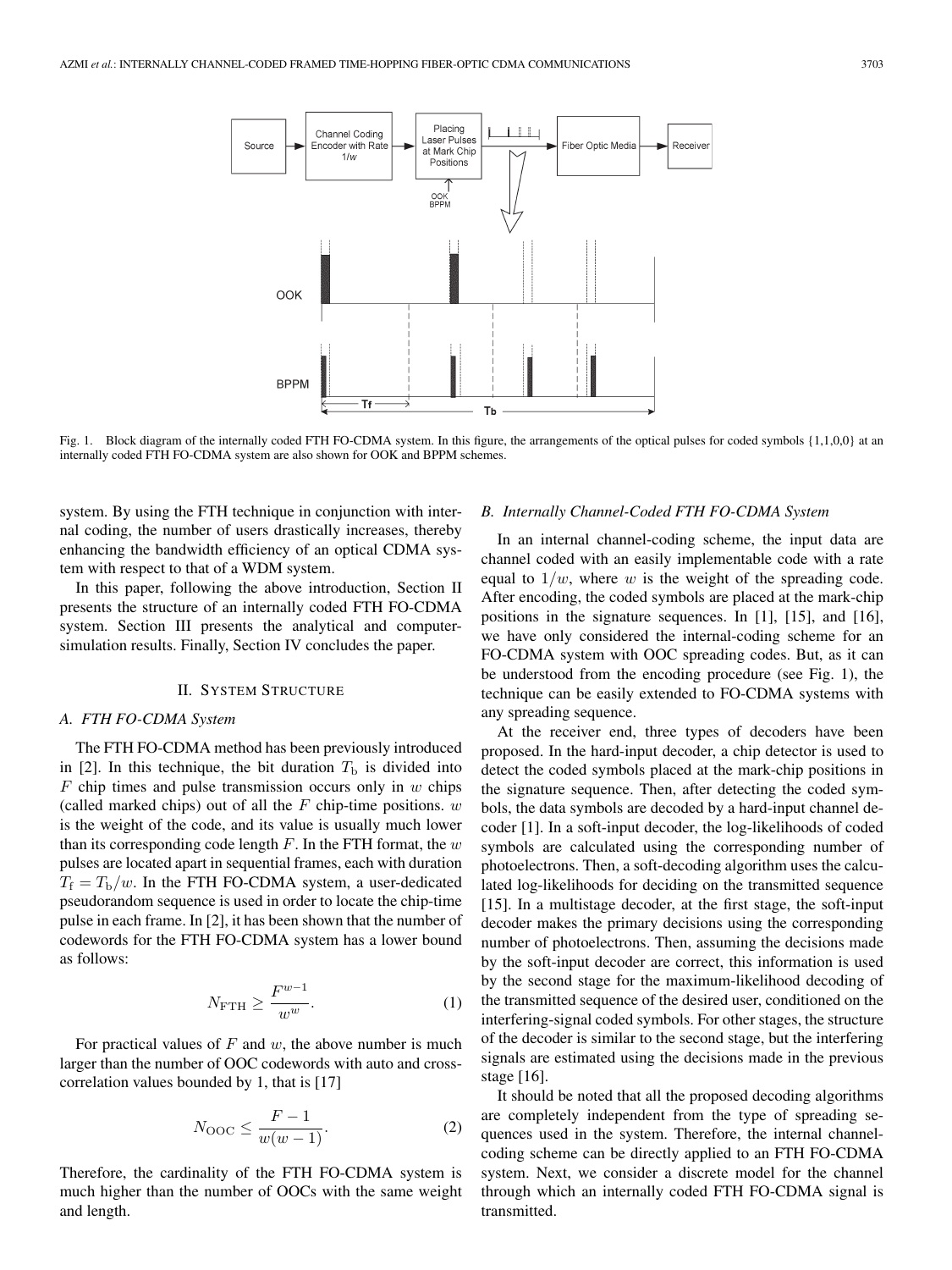Fig. 1. Block diagram of the internally coded FTH FO-CDMA system. In this figure, the arrangements of the optical pulses for coded symbols {1,1,0,0} at an internally coded FTH FO-CDMA system are also shown for OOK and BPPM schemes.

system. By using the FTH technique in conjunction with internal coding, the number of users drastically increases, thereby enhancing the bandwidth efficiency of an optical CDMA system with respect to that of a WDM system.

In this paper, following the above introduction, Section II presents the structure of an internally coded FTH FO-CDMA system. Section III presents the analytical and computer-simulation results. Finally, Section IV concludes the paper.

## II. System Structure

### A. FTH FO-CDMA System

The FTH FO-CDMA method has been previously introduced in [2]. In this technique, the bit duration $T_\mathrm{b}$ is divided into $F$ chip times and pulse transmission occurs only in $w$ chips (called marked chips) out of all the $F$ chip-time positions. $w$ is the weight of the code, and its value is usually much lower than its corresponding code length $F$. In the FTH format, the $w$ pulses are located apart in sequential frames, each with duration $T_\mathrm{f} = T_\mathrm{b}/w$. In the FTH FO-CDMA system, a user-dedicated pseudorandom sequence is used in order to locate the chip-time pulse in each frame. In [2], it has been shown that the number of codewords for the FTH FO-CDMA system has a lower bound as follows:

$$N_\mathrm{FTH} \geq \frac{F^{w-1}}{w^w}. \tag{1}$$

For practical values of $F$ and $w$, the above number is much larger than the number of OOC codewords with auto and cross-correlation values bounded by 1, that is [17]

$$N_\mathrm{OOC} \leq \frac{F-1}{w(w-1)}. \tag{2}$$

Therefore, the cardinality of the FTH FO-CDMA system is much higher than the number of OOCs with the same weight and length.

### B. Internally Channel-Coded FTH FO-CDMA System

In an internal channel-coding scheme, the input data are channel coded with an easily implementable code with a rate equal to $1/w$, where $w$ is the weight of the spreading code. After encoding, the coded symbols are placed at the mark-chip positions in the signature sequences. In [1], [15], and [16], we have only considered the internal-coding scheme for an FO-CDMA system with OOC spreading codes. But, as it can be understood from the encoding procedure (see Fig. 1), the technique can be easily extended to FO-CDMA systems with any spreading sequence.

At the receiver end, three types of decoders have been proposed. In the hard-input decoder, a chip detector is used to detect the coded symbols placed at the mark-chip positions in the signature sequence. Then, after detecting the coded symbols, the data symbols are decoded by a hard-input channel decoder [1]. In a soft-input decoder, the log-likelihoods of coded symbols are calculated using the corresponding number of photoelectrons. Then, a soft-decoding algorithm uses the calculated log-likelihoods for deciding on the transmitted sequence [15]. In a multistage decoder, at the first stage, the soft-input decoder makes the primary decisions using the corresponding number of photoelectrons. Then, assuming the decisions made by the soft-input decoder are correct, this information is used by the second stage for the maximum-likelihood decoding of the transmitted sequence of the desired user, conditioned on the interfering-signal coded symbols. For other stages, the structure of the decoder is similar to the second stage, but the interfering signals are estimated using the decisions made in the previous stage [16].

It should be noted that all the proposed decoding algorithms are completely independent from the type of spreading sequences used in the system. Therefore, the internal channel-coding scheme can be directly applied to an FTH FO-CDMA system. Next, we consider a discrete model for the channel through which an internally coded FTH FO-CDMA signal is transmitted.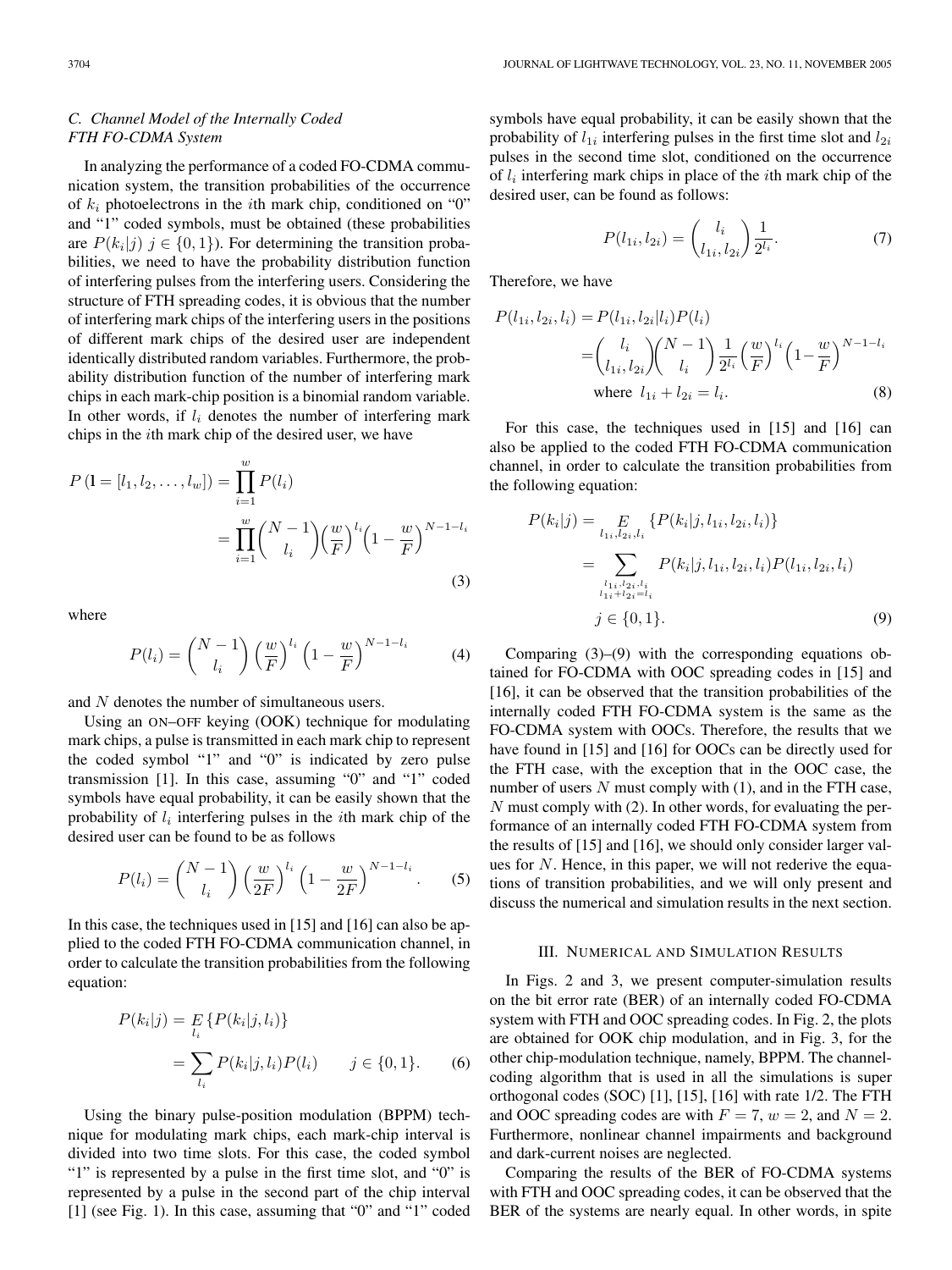### C. Channel Model of the Internally Coded FTH FO-CDMA System

In analyzing the performance of a coded FO-CDMA communication system, the transition probabilities of the occurrence of $k_i$ photoelectrons in the $i$th mark chip, conditioned on "0" and "1" coded symbols, must be obtained (these probabilities are $P(k_i|j)$ $j \in \{0, 1\}$). For determining the transition probabilities, we need to have the probability distribution function of interfering pulses from the interfering users. Considering the structure of FTH spreading codes, it is obvious that the number of interfering mark chips of the interfering users in the positions of different mark chips of the desired user are independent identically distributed random variables. Furthermore, the probability distribution function of the number of interfering mark chips in each mark-chip position is a binomial random variable. In other words, if $l_i$ denotes the number of interfering mark chips in the $i$th mark chip of the desired user, we have

$$P(\mathbf{1} = [l_1, l_2, \ldots, l_w]) = \prod_{i=1}^{w} P(l_i) = \prod_{i=1}^{w} \binom{N-1}{l_i} \left(\frac{w}{F}\right)^{l_i} \left(1 - \frac{w}{F}\right)^{N-1-l_i} \tag{3}$$

where

$$P(l_i) = \binom{N-1}{l_i} \left(\frac{w}{F}\right)^{l_i} \left(1 - \frac{w}{F}\right)^{N-1-l_i} \tag{4}$$

and $N$ denotes the number of simultaneous users.

Using an ON–OFF keying (OOK) technique for modulating mark chips, a pulse is transmitted in each mark chip to represent the coded symbol "1" and "0" is indicated by zero pulse transmission [1]. In this case, assuming "0" and "1" coded symbols have equal probability, it can be easily shown that the probability of $l_i$ interfering pulses in the $i$th mark chip of the desired user can be found to be as follows

$$P(l_i) = \binom{N-1}{l_i} \left(\frac{w}{2F}\right)^{l_i} \left(1 - \frac{w}{2F}\right)^{N-1-l_i}. \tag{5}$$

In this case, the techniques used in [15] and [16] can also be applied to the coded FTH FO-CDMA communication channel, in order to calculate the transition probabilities from the following equation:

$$P(k_i|j) = \mathop{E}_{l_i} \{P(k_i|j, l_i)\} = \sum_{l_i} P(k_i|j, l_i) P(l_i) \qquad j \in \{0, 1\}. \tag{6}$$

Using the binary pulse-position modulation (BPPM) technique for modulating mark chips, each mark-chip interval is divided into two time slots. For this case, the coded symbol "1" is represented by a pulse in the first time slot, and "0" is represented by a pulse in the second part of the chip interval [1] (see Fig. 1). In this case, assuming that "0" and "1" coded symbols have equal probability, it can be easily shown that the probability of $l_{1i}$ interfering pulses in the first time slot and $l_{2i}$ pulses in the second time slot, conditioned on the occurrence of $l_i$ interfering mark chips in place of the $i$th mark chip of the desired user, can be found as follows:

$$P(l_{1i}, l_{2i}) = \binom{l_i}{l_{1i}, l_{2i}} \frac{1}{2^{l_i}}. \tag{7}$$

Therefore, we have

$$\begin{aligned} P(l_{1i}, l_{2i}, l_i) &= P(l_{1i}, l_{2i}|l_i) P(l_i) \\ &= \binom{l_i}{l_{1i}, l_{2i}} \binom{N-1}{l_i} \frac{1}{2^{l_i}} \left(\frac{w}{F}\right)^{l_i} \left(1 - \frac{w}{F}\right)^{N-1-l_i} \\ &\text{where } l_{1i} + l_{2i} = l_i. \end{aligned} \tag{8}$$

For this case, the techniques used in [15] and [16] can also be applied to the coded FTH FO-CDMA communication channel, in order to calculate the transition probabilities from the following equation:

$$\begin{aligned} P(k_i|j) &= \mathop{E}_{l_{1i}, l_{2i}, l_i} \{P(k_i|j, l_{1i}, l_{2i}, l_i)\} \\ &= \sum_{\substack{l_{1i}, l_{2i}, l_i \\ l_{1i} + l_{2i} = l_i}} P(k_i|j, l_{1i}, l_{2i}, l_i) P(l_{1i}, l_{2i}, l_i) \\ &\quad j \in \{0, 1\}. \end{aligned} \tag{9}$$

Comparing (3)–(9) with the corresponding equations obtained for FO-CDMA with OOC spreading codes in [15] and [16], it can be observed that the transition probabilities of the internally coded FTH FO-CDMA system is the same as the FO-CDMA system with OOCs. Therefore, the results that we have found in [15] and [16] for OOCs can be directly used for the FTH case, with the exception that in the OOC case, the number of users $N$ must comply with (1), and in the FTH case, $N$ must comply with (2). In other words, for evaluating the performance of an internally coded FTH FO-CDMA system from the results of [15] and [16], we should only consider larger values for $N$. Hence, in this paper, we will not rederive the equations of transition probabilities, and we will only present and discuss the numerical and simulation results in the next section.

## III. Numerical and Simulation Results

In Figs. 2 and 3, we present computer-simulation results on the bit error rate (BER) of an internally coded FO-CDMA system with FTH and OOC spreading codes. In Fig. 2, the plots are obtained for OOK chip modulation, and in Fig. 3, for the other chip-modulation technique, namely, BPPM. The channel-coding algorithm that is used in all the simulations is super orthogonal codes (SOC) [1], [15], [16] with rate 1/2. The FTH and OOC spreading codes are with $F = 7$, $w = 2$, and $N = 2$. Furthermore, nonlinear channel impairments and background and dark-current noises are neglected.

Comparing the results of the BER of FO-CDMA systems with FTH and OOC spreading codes, it can be observed that the BER of the systems are nearly equal. In other words, in spite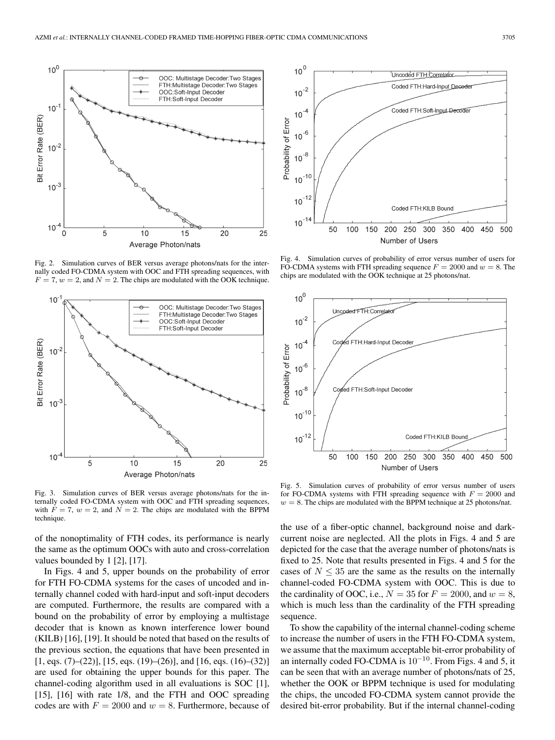Fig. 2. Simulation curves of BER versus average photons/nats for the internally coded FO-CDMA system with OOC and FTH spreading sequences, with $F = 7$, $w = 2$, and $N = 2$. The chips are modulated with the OOK technique.

Fig. 3. Simulation curves of BER versus average photons/nats for the internally coded FO-CDMA system with OOC and FTH spreading sequences, with $F = 7$, $w = 2$, and $N = 2$. The chips are modulated with the BPPM technique.

Fig. 4. Simulation curves of probability of error versus number of users for FO-CDMA systems with FTH spreading sequence $F = 2000$ and $w = 8$. The chips are modulated with the OOK technique at 25 photons/nat.

Fig. 5. Simulation curves of probability of error versus number of users for FO-CDMA systems with FTH spreading sequence with $F = 2000$ and $w = 8$. The chips are modulated with the BPPM technique at 25 photons/nat.

of the nonoptimality of FTH codes, its performance is nearly the same as the optimum OOCs with auto and cross-correlation values bounded by 1 [2], [17].

In Figs. 4 and 5, upper bounds on the probability of error for FTH FO-CDMA systems for the cases of uncoded and internally channel coded with hard-input and soft-input decoders are computed. Furthermore, the results are compared with a bound on the probability of error by employing a multistage decoder that is known as known interference lower bound (KILB) [16], [19]. It should be noted that based on the results of the previous section, the equations that have been presented in [1, eqs. (7)–(22)], [15, eqs. (19)–(26)], and [16, eqs. (16)–(32)] are used for obtaining the upper bounds for this paper. The channel-coding algorithm used in all evaluations is SOC [1], [15], [16] with rate 1/8, and the FTH and OOC spreading codes are with $F = 2000$ and $w = 8$. Furthermore, because of the use of a fiber-optic channel, background noise and dark-current noise are neglected. All the plots in Figs. 4 and 5 are depicted for the case that the average number of photons/nats is fixed to 25. Note that results presented in Figs. 4 and 5 for the cases of $N \leq 35$ are the same as the results on the internally channel-coded FO-CDMA system with OOC. This is due to the cardinality of OOC, i.e., $N = 35$ for $F = 2000$, and $w = 8$, which is much less than the cardinality of the FTH spreading sequence.

To show the capability of the internal channel-coding scheme to increase the number of users in the FTH FO-CDMA system, we assume that the maximum acceptable bit-error probability of an internally coded FO-CDMA is $10^{-10}$. From Figs. 4 and 5, it can be seen that with an average number of photons/nats of 25, whether the OOK or BPPM technique is used for modulating the chips, the uncoded FO-CDMA system cannot provide the desired bit-error probability. But if the internal channel-coding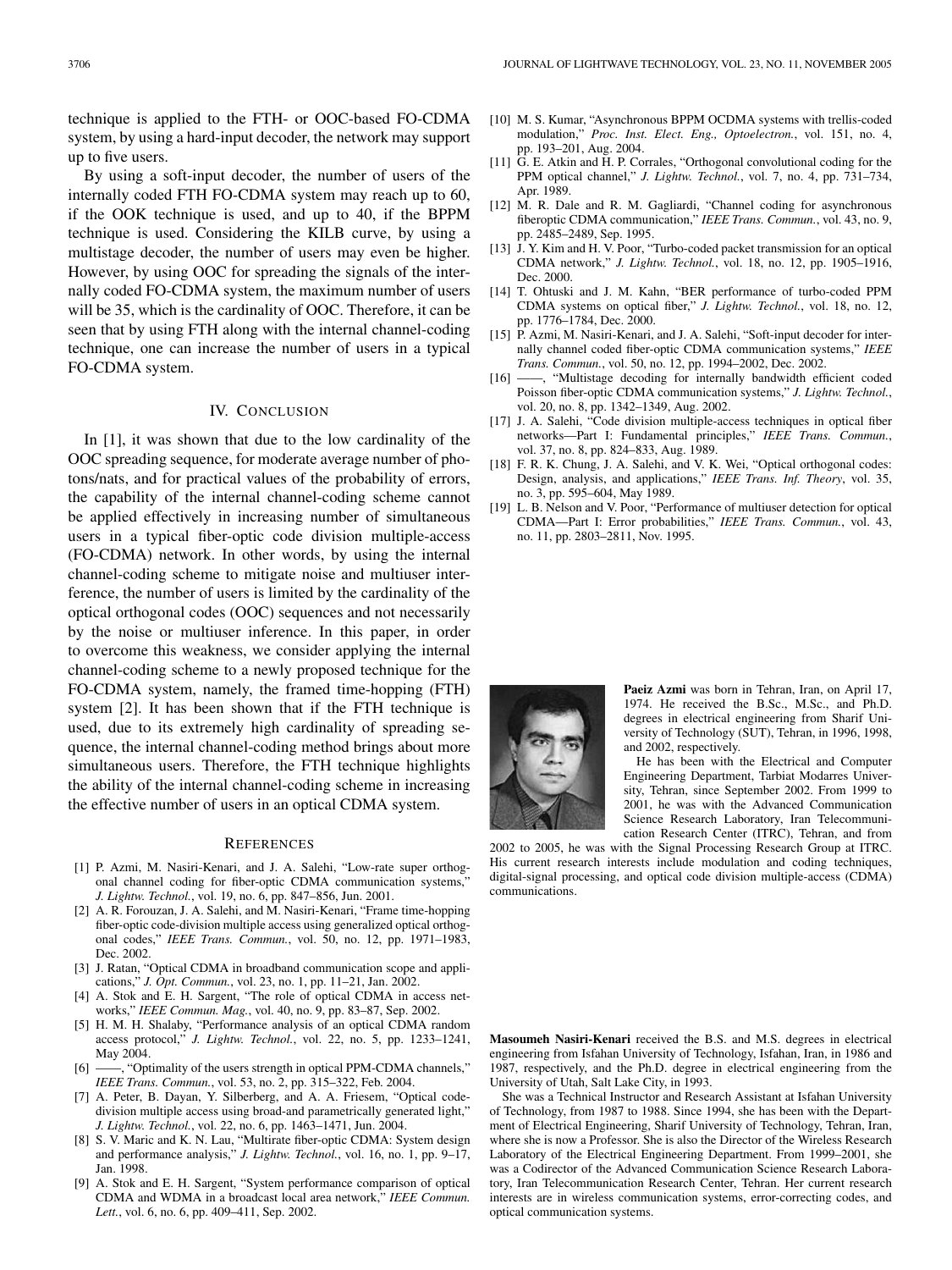technique is applied to the FTH- or OOC-based FO-CDMA system, by using a hard-input decoder, the network may support up to five users.

By using a soft-input decoder, the number of users of the internally coded FTH FO-CDMA system may reach up to 60, if the OOK technique is used, and up to 40, if the BPPM technique is used. Considering the KILB curve, by using a multistage decoder, the number of users may even be higher. However, by using OOC for spreading the signals of the internally coded FO-CDMA system, the maximum number of users will be 35, which is the cardinality of OOC. Therefore, it can be seen that by using FTH along with the internal channel-coding technique, one can increase the number of users in a typical FO-CDMA system.

## IV. Conclusion

In [1], it was shown that due to the low cardinality of the OOC spreading sequence, for moderate average number of photons/nats, and for practical values of the probability of errors, the capability of the internal channel-coding scheme cannot be applied effectively in increasing number of simultaneous users in a typical fiber-optic code division multiple-access (FO-CDMA) network. In other words, by using the internal channel-coding scheme to mitigate noise and multiuser interference, the number of users is limited by the cardinality of the optical orthogonal codes (OOC) sequences and not necessarily by the noise or multiuser inference. In this paper, in order to overcome this weakness, we consider applying the internal channel-coding scheme to a newly proposed technique for the FO-CDMA system, namely, the framed time-hopping (FTH) system [2]. It has been shown that if the FTH technique is used, due to its extremely high cardinality of spreading sequence, the internal channel-coding method brings about more simultaneous users. Therefore, the FTH technique highlights the ability of the internal channel-coding scheme in increasing the effective number of users in an optical CDMA system.

## References

[1] P. Azmi, M. Nasiri-Kenari, and J. A. Salehi, “Low-rate super orthogonal channel coding for fiber-optic CDMA communication systems,” *J. Lightw. Technol.*, vol. 19, no. 6, pp. 847–856, Jun. 2001.

[2] A. R. Forouzan, J. A. Salehi, and M. Nasiri-Kenari, “Frame time-hopping fiber-optic code-division multiple access using generalized optical orthogonal codes,” *IEEE Trans. Commun.*, vol. 50, no. 12, pp. 1971–1983, Dec. 2002.

[3] J. Ratan, “Optical CDMA in broadband communication scope and applications,” *J. Opt. Commun.*, vol. 23, no. 1, pp. 11–21, Jan. 2002.

[4] A. Stok and E. H. Sargent, “The role of optical CDMA in access networks,” *IEEE Commun. Mag.*, vol. 40, no. 9, pp. 83–87, Sep. 2002.

[5] H. M. H. Shalaby, “Performance analysis of an optical CDMA random access protocol,” *J. Lightw. Technol.*, vol. 22, no. 5, pp. 1233–1241, May 2004.

[6] ——, “Optimality of the users strength in optical PPM-CDMA channels,” *IEEE Trans. Commun.*, vol. 53, no. 2, pp. 315–322, Feb. 2004.

[7] A. Peter, B. Dayan, Y. Silberberg, and A. A. Friesem, “Optical code-division multiple access using broad-and parametrically generated light,” *J. Lightw. Technol.*, vol. 22, no. 6, pp. 1463–1471, Jun. 2004.

[8] S. V. Maric and K. N. Lau, “Multirate fiber-optic CDMA: System design and performance analysis,” *J. Lightw. Technol.*, vol. 16, no. 1, pp. 9–17, Jan. 1998.

[9] A. Stok and E. H. Sargent, “System performance comparison of optical CDMA and WDMA in a broadcast local area network,” *IEEE Commun. Lett.*, vol. 6, no. 6, pp. 409–411, Sep. 2002.

[10] M. S. Kumar, “Asynchronous BPPM OCDMA systems with trellis-coded modulation,” *Proc. Inst. Elect. Eng., Optoelectron.*, vol. 151, no. 4, pp. 193–201, Aug. 2004.

[11] G. E. Atkin and H. P. Corrales, “Orthogonal convolutional coding for the PPM optical channel,” *J. Lightw. Technol.*, vol. 7, no. 4, pp. 731–734, Apr. 1989.

[12] M. R. Dale and R. M. Gagliardi, “Channel coding for asynchronous fiberoptic CDMA communication,” *IEEE Trans. Commun.*, vol. 43, no. 9, pp. 2485–2489, Sep. 1995.

[13] J. Y. Kim and H. V. Poor, “Turbo-coded packet transmission for an optical CDMA network,” *J. Lightw. Technol.*, vol. 18, no. 12, pp. 1905–1916, Dec. 2000.

[14] T. Ohtuski and J. M. Kahn, “BER performance of turbo-coded PPM CDMA systems on optical fiber,” *J. Lightw. Technol.*, vol. 18, no. 12, pp. 1776–1784, Dec. 2000.

[15] P. Azmi, M. Nasiri-Kenari, and J. A. Salehi, “Soft-input decoder for internally channel coded fiber-optic CDMA communication systems,” *IEEE Trans. Commun.*, vol. 50, no. 12, pp. 1994–2002, Dec. 2002.

[16] ——, “Multistage decoding for internally bandwidth efficient coded Poisson fiber-optic CDMA communication systems,” *J. Lightw. Technol.*, vol. 20, no. 8, pp. 1342–1349, Aug. 2002.

[17] J. A. Salehi, “Code division multiple-access techniques in optical fiber networks—Part I: Fundamental principles,” *IEEE Trans. Commun.*, vol. 37, no. 8, pp. 824–833, Aug. 1989.

[18] F. R. K. Chung, J. A. Salehi, and V. K. Wei, “Optical orthogonal codes: Design, analysis, and applications,” *IEEE Trans. Inf. Theory*, vol. 35, no. 3, pp. 595–604, May 1989.

[19] L. B. Nelson and V. Poor, “Performance of multiuser detection for optical CDMA—Part I: Error probabilities,” *IEEE Trans. Commun.*, vol. 43, no. 11, pp. 2803–2811, Nov. 1995.

**Paeiz Azmi** was born in Tehran, Iran, on April 17, 1974. He received the B.Sc., M.Sc., and Ph.D. degrees in electrical engineering from Sharif University of Technology (SUT), Tehran, in 1996, 1998, and 2002, respectively.

He has been with the Electrical and Computer Engineering Department, Tarbiat Modarres University, Tehran, since September 2002. From 1999 to 2001, he was with the Advanced Communication Science Research Laboratory, Iran Telecommunication Research Center (ITRC), Tehran, and from 2002 to 2005, he was with the Signal Processing Research Group at ITRC. His current research interests include modulation and coding techniques, digital-signal processing, and optical code division multiple-access (CDMA) communications.

**Masoumeh Nasiri-Kenari** received the B.S. and M.S. degrees in electrical engineering from Isfahan University of Technology, Isfahan, Iran, in 1986 and 1987, respectively, and the Ph.D. degree in electrical engineering from the University of Utah, Salt Lake City, in 1993.

She was a Technical Instructor and Research Assistant at Isfahan University of Technology, from 1987 to 1988. Since 1994, she has been with the Department of Electrical Engineering, Sharif University of Technology, Tehran, Iran, where she is now a Professor. She is also the Director of the Wireless Research Laboratory of the Electrical Engineering Department. From 1999–2001, she was a Codirector of the Advanced Communication Science Research Laboratory, Iran Telecommunication Research Center, Tehran. Her current research interests are in wireless communication systems, error-correcting codes, and optical communication systems.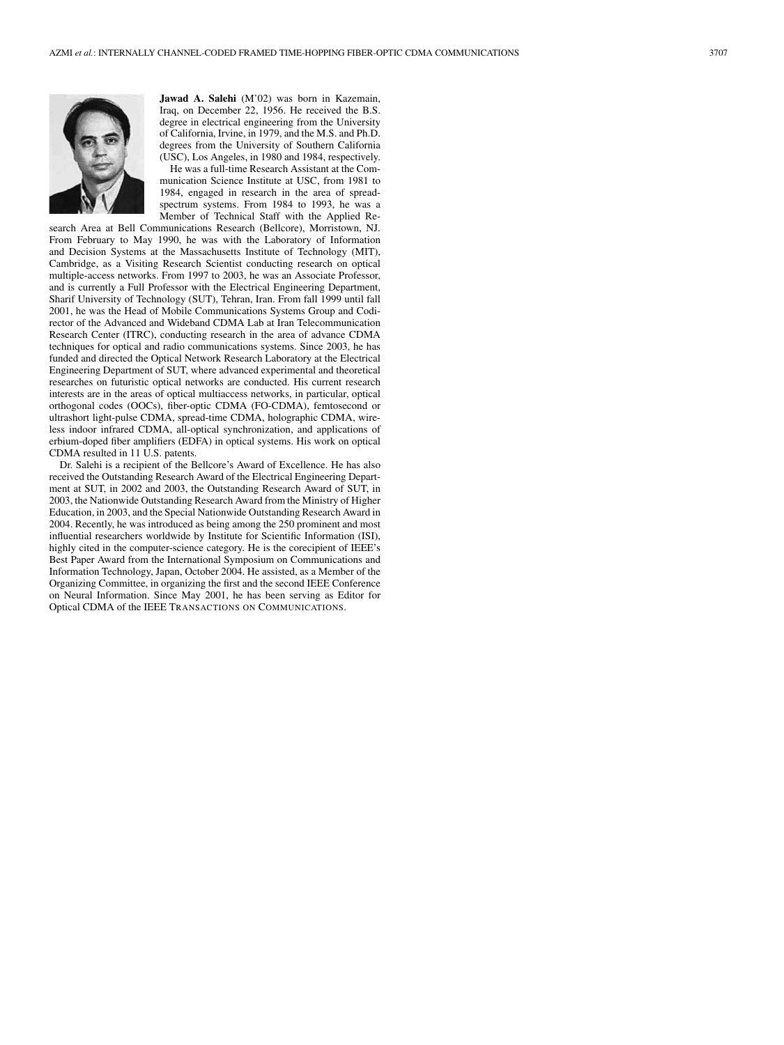**Jawad A. Salehi** (M'02) was born in Kazemain, Iraq, on December 22, 1956. He received the B.S. degree in electrical engineering from the University of California, Irvine, in 1979, and the M.S. and Ph.D. degrees from the University of Southern California (USC), Los Angeles, in 1980 and 1984, respectively.

He was a full-time Research Assistant at the Communication Science Institute at USC, from 1981 to 1984, engaged in research in the area of spread-spectrum systems. From 1984 to 1993, he was a Member of Technical Staff with the Applied Research Area at Bell Communications Research (Bellcore), Morristown, NJ. From February to May 1990, he was with the Laboratory of Information and Decision Systems at the Massachusetts Institute of Technology (MIT), Cambridge, as a Visiting Research Scientist conducting research on optical multiple-access networks. From 1997 to 2003, he was an Associate Professor, and is currently a Full Professor with the Electrical Engineering Department, Sharif University of Technology (SUT), Tehran, Iran. From fall 1999 until fall 2001, he was the Head of Mobile Communications Systems Group and Codirector of the Advanced and Wideband CDMA Lab at Iran Telecommunication Research Center (ITRC), conducting research in the area of advance CDMA techniques for optical and radio communications systems. Since 2003, he has funded and directed the Optical Network Research Laboratory at the Electrical Engineering Department of SUT, where advanced experimental and theoretical researches on futuristic optical networks are conducted. His current research interests are in the areas of optical multiaccess networks, in particular, optical orthogonal codes (OOCs), fiber-optic CDMA (FO-CDMA), femtosecond or ultrashort light-pulse CDMA, spread-time CDMA, holographic CDMA, wireless indoor infrared CDMA, all-optical synchronization, and applications of erbium-doped fiber amplifiers (EDFA) in optical systems. His work on optical CDMA resulted in 11 U.S. patents.

Dr. Salehi is a recipient of the Bellcore's Award of Excellence. He has also received the Outstanding Research Award of the Electrical Engineering Department at SUT, in 2002 and 2003, the Outstanding Research Award of SUT, in 2003, the Nationwide Outstanding Research Award from the Ministry of Higher Education, in 2003, and the Special Nationwide Outstanding Research Award in 2004. Recently, he was introduced as being among the 250 prominent and most influential researchers worldwide by Institute for Scientific Information (ISI), highly cited in the computer-science category. He is the corecipient of IEEE's Best Paper Award from the International Symposium on Communications and Information Technology, Japan, October 2004. He assisted, as a Member of the Organizing Committee, in organizing the first and the second IEEE Conference on Neural Information. Since May 2001, he has been serving as Editor for Optical CDMA of the IEEE TRANSACTIONS ON COMMUNICATIONS.